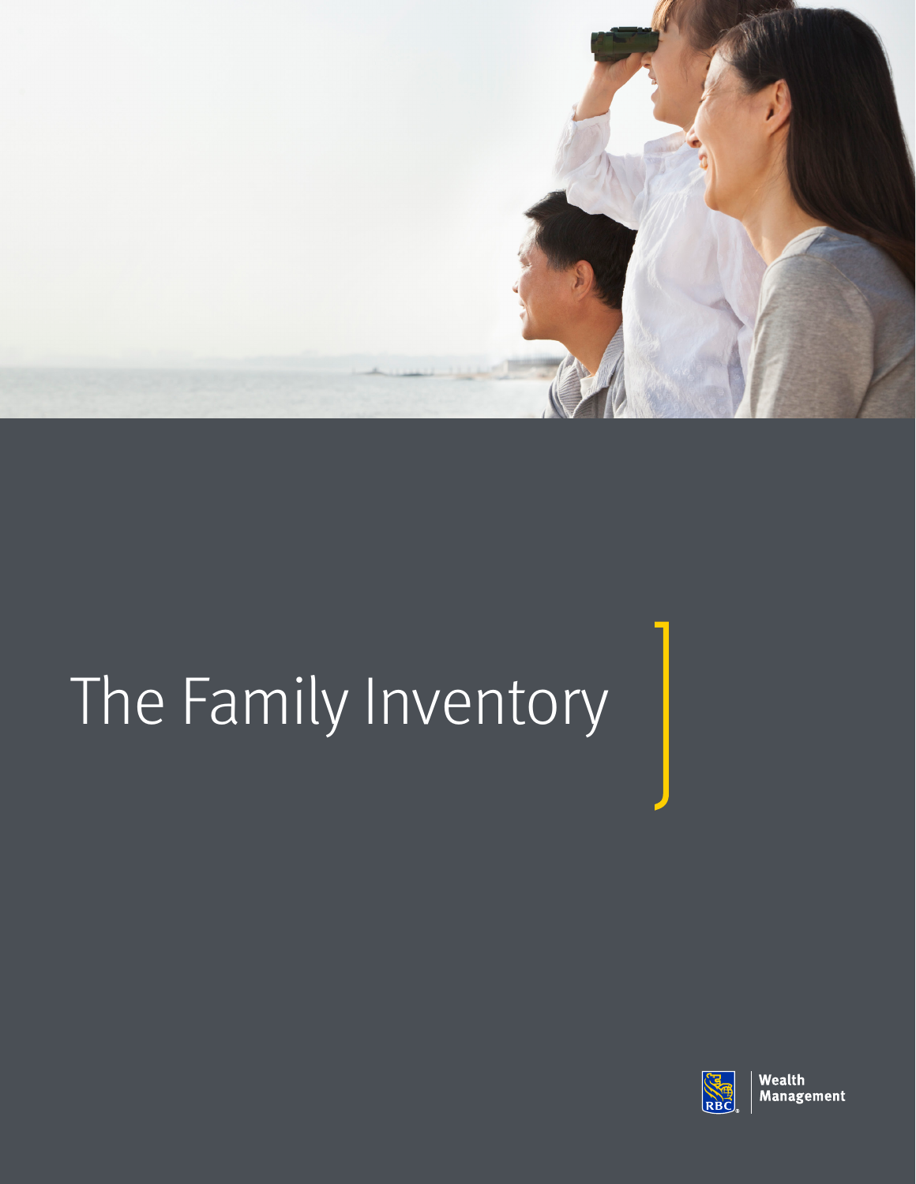# The Family Inventory

Wealth Management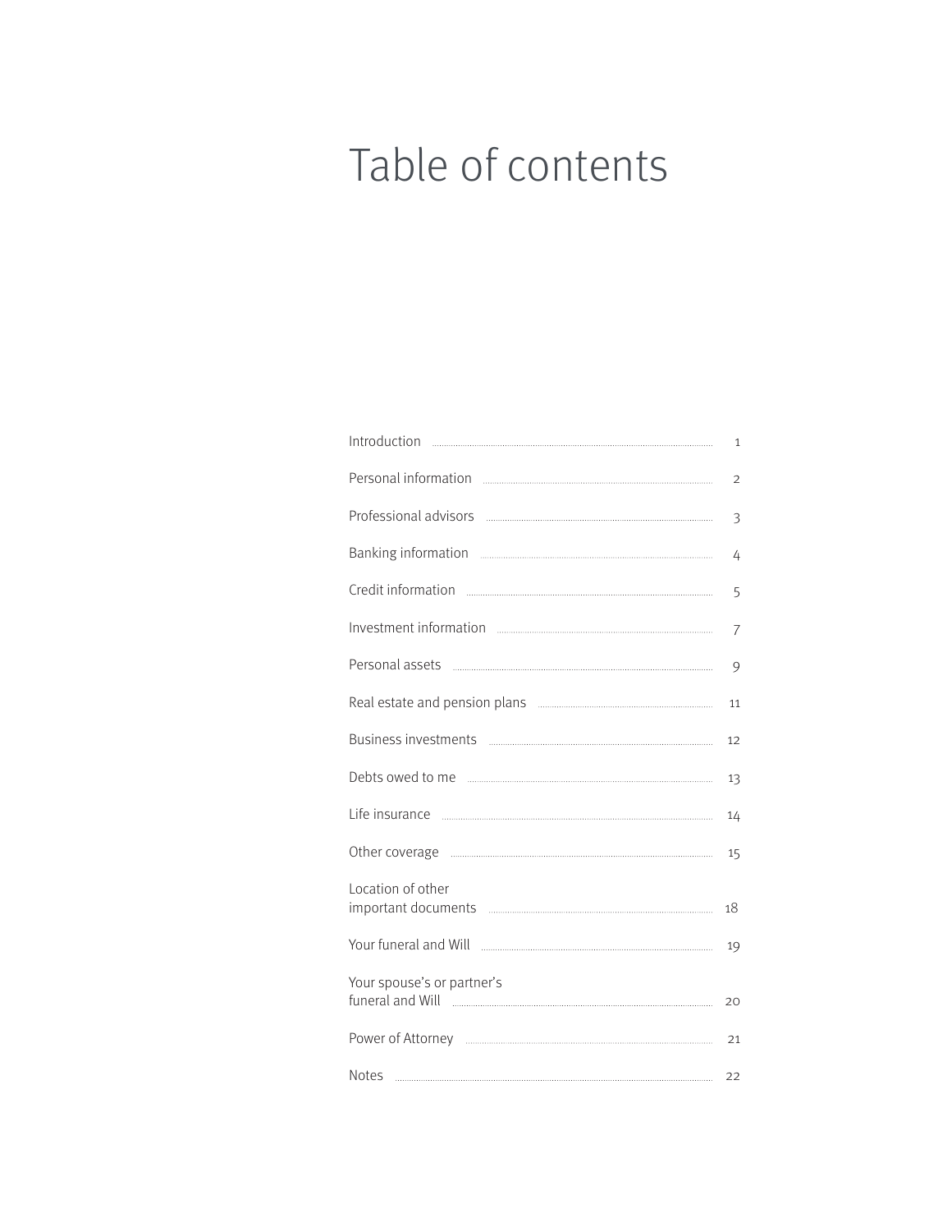# Table of contents

| | |
|---|---|
| Introduction | 1 |
| Personal information | 2 |
| Professional advisors | 3 |
| Banking information | 4 |
| Credit information | 5 |
| Investment information | 7 |
| Personal assets | 9 |
| Real estate and pension plans | 11 |
| Business investments | 12 |
| Debts owed to me | 13 |
| Life insurance | 14 |
| Other coverage | 15 |
| Location of other important documents | 18 |
| Your funeral and Will | 19 |
| Your spouse's or partner's funeral and Will | 20 |
| Power of Attorney | 21 |
| Notes | 22 |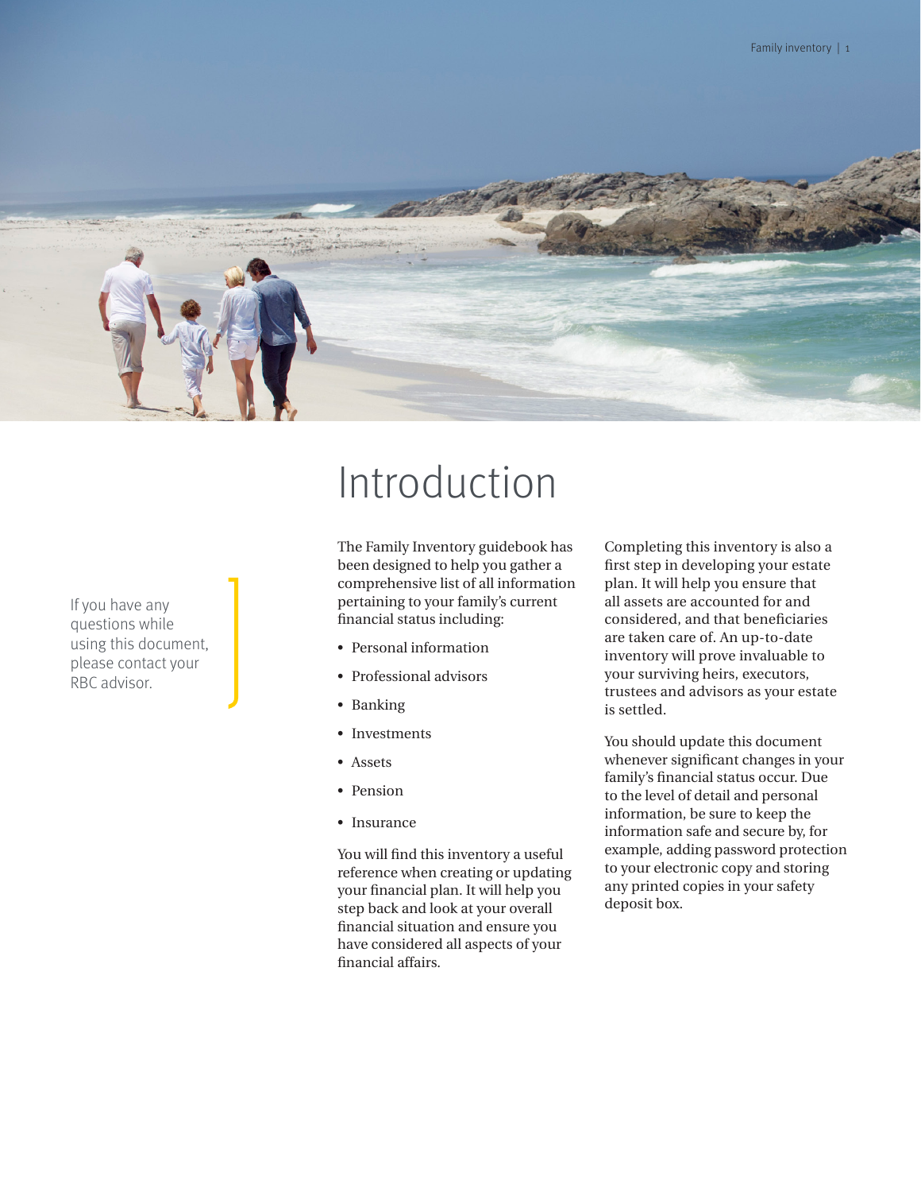# Introduction

If you have any questions while using this document, please contact your RBC advisor.

The Family Inventory guidebook has been designed to help you gather a comprehensive list of all information pertaining to your family's current financial status including:

- Personal information
- Professional advisors
- Banking
- Investments
- Assets
- Pension
- Insurance

You will find this inventory a useful reference when creating or updating your financial plan. It will help you step back and look at your overall financial situation and ensure you have considered all aspects of your financial affairs.

Completing this inventory is also a first step in developing your estate plan. It will help you ensure that all assets are accounted for and considered, and that beneficiaries are taken care of. An up-to-date inventory will prove invaluable to your surviving heirs, executors, trustees and advisors as your estate is settled.

You should update this document whenever significant changes in your family's financial status occur. Due to the level of detail and personal information, be sure to keep the information safe and secure by, for example, adding password protection to your electronic copy and storing any printed copies in your safety deposit box.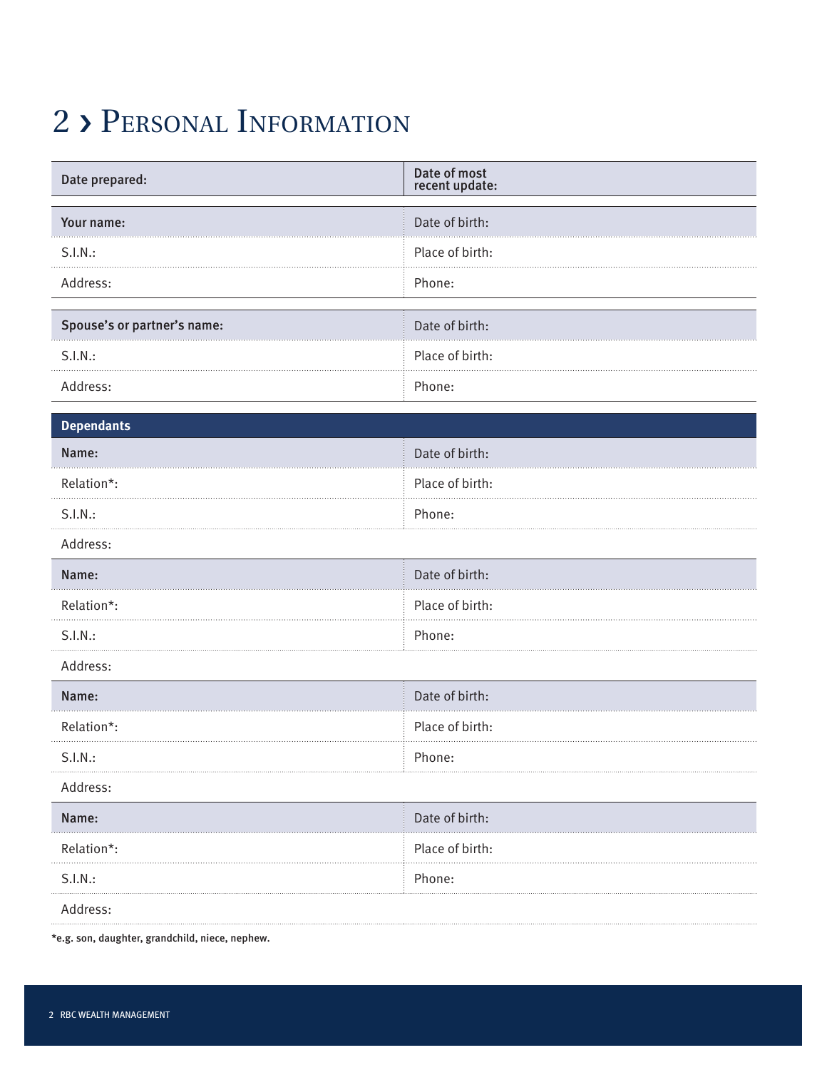# 2 › Personal Information

| Date prepared: | Date of most recent update: |
|---|---|

| Your name: | Date of birth: |
|---|---|
| S.I.N.: | Place of birth: |
| Address: | Phone: |

| Spouse's or partner's name: | Date of birth: |
|---|---|
| S.I.N.: | Place of birth: |
| Address: | Phone: |

| Dependants | |
|---|---|
| Name: | Date of birth: |
| Relation*: | Place of birth: |
| S.I.N.: | Phone: |
| Address: | |
| Name: | Date of birth: |
| Relation*: | Place of birth: |
| S.I.N.: | Phone: |
| Address: | |
| Name: | Date of birth: |
| Relation*: | Place of birth: |
| S.I.N.: | Phone: |
| Address: | |
| Name: | Date of birth: |
| Relation*: | Place of birth: |
| S.I.N.: | Phone: |
| Address: | |

*e.g. son, daughter, grandchild, niece, nephew.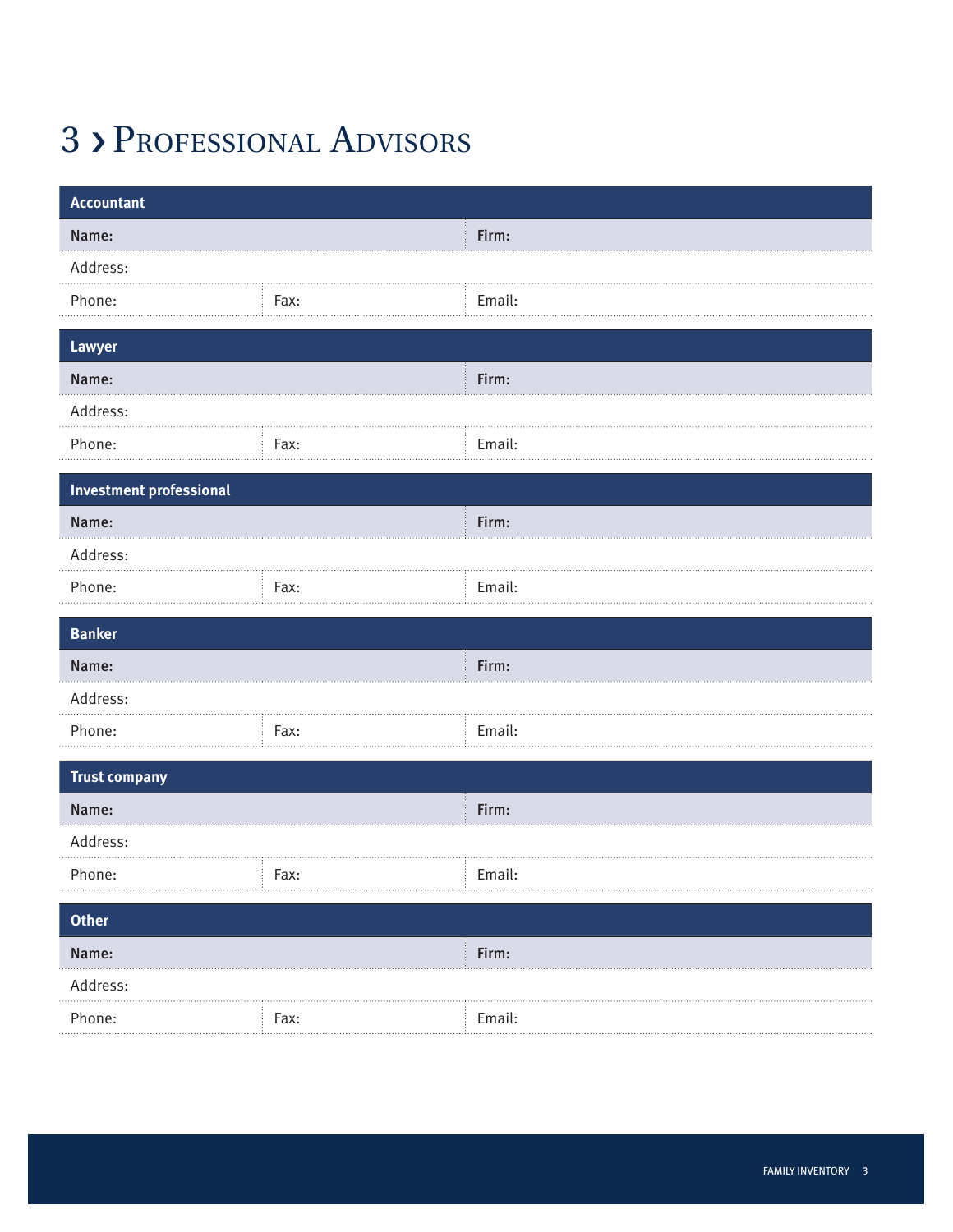# 3 › Professional Advisors

| Accountant | | |
| --- | --- | --- |
| **Name:** | | **Firm:** |
| Address: | | |
| Phone: | Fax: | Email: |

| Lawyer | | |
| --- | --- | --- |
| **Name:** | | **Firm:** |
| Address: | | |
| Phone: | Fax: | Email: |

| Investment professional | | |
| --- | --- | --- |
| **Name:** | | **Firm:** |
| Address: | | |
| Phone: | Fax: | Email: |

| Banker | | |
| --- | --- | --- |
| **Name:** | | **Firm:** |
| Address: | | |
| Phone: | Fax: | Email: |

| Trust company | | |
| --- | --- | --- |
| **Name:** | | **Firm:** |
| Address: | | |
| Phone: | Fax: | Email: |

| Other | | |
| --- | --- | --- |
| **Name:** | | **Firm:** |
| Address: | | |
| Phone: | Fax: | Email: |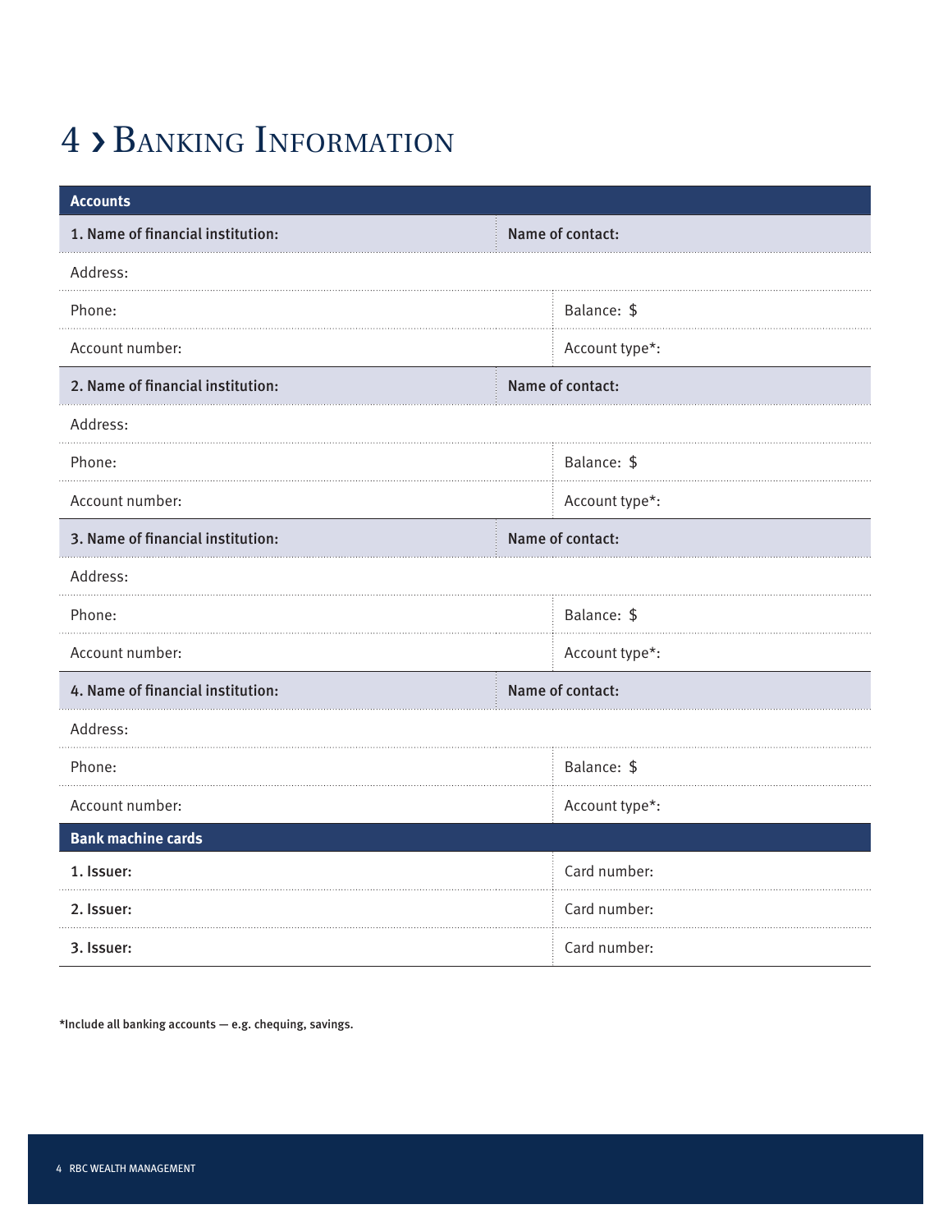# 4 › Banking Information

| Accounts | |
|---|---|
| **1. Name of financial institution:** | **Name of contact:** |
| Address: | |
| Phone: | Balance: $ |
| Account number: | Account type*: |
| **2. Name of financial institution:** | **Name of contact:** |
| Address: | |
| Phone: | Balance: $ |
| Account number: | Account type*: |
| **3. Name of financial institution:** | **Name of contact:** |
| Address: | |
| Phone: | Balance: $ |
| Account number: | Account type*: |
| **4. Name of financial institution:** | **Name of contact:** |
| Address: | |
| Phone: | Balance: $ |
| Account number: | Account type*: |

| Bank machine cards | |
|---|---|
| **1. Issuer:** | Card number: |
| **2. Issuer:** | Card number: |
| **3. Issuer:** | Card number: |

*Include all banking accounts — e.g. chequing, savings.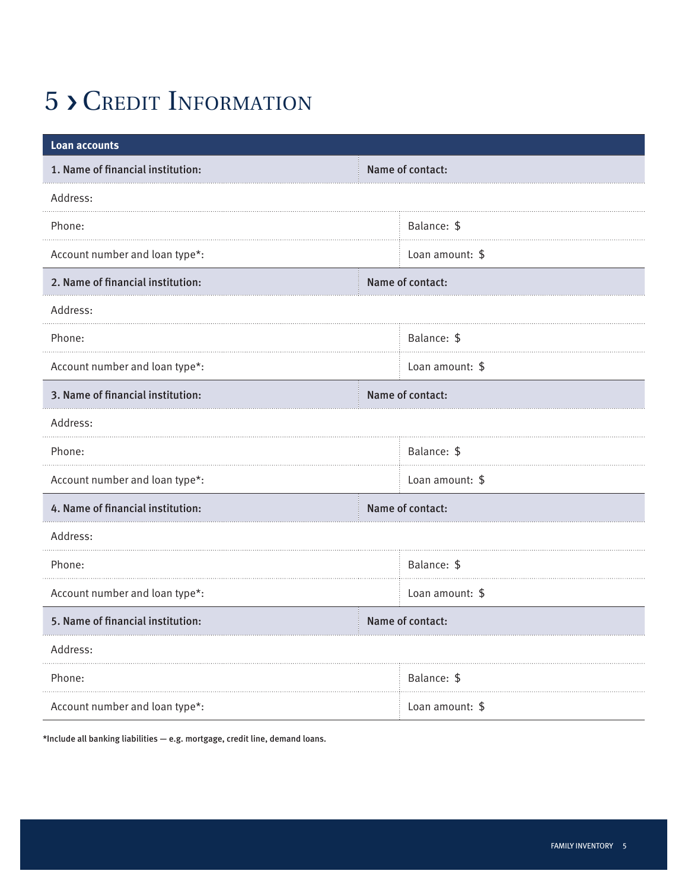# 5 › Credit Information

| **Loan accounts** | |
|---|---|
| **1. Name of financial institution:** | **Name of contact:** |
| Address: | |
| Phone: | Balance: $ |
| Account number and loan type*: | Loan amount: $ |
| **2. Name of financial institution:** | **Name of contact:** |
| Address: | |
| Phone: | Balance: $ |
| Account number and loan type*: | Loan amount: $ |
| **3. Name of financial institution:** | **Name of contact:** |
| Address: | |
| Phone: | Balance: $ |
| Account number and loan type*: | Loan amount: $ |
| **4. Name of financial institution:** | **Name of contact:** |
| Address: | |
| Phone: | Balance: $ |
| Account number and loan type*: | Loan amount: $ |
| **5. Name of financial institution:** | **Name of contact:** |
| Address: | |
| Phone: | Balance: $ |
| Account number and loan type*: | Loan amount: $ |

**\*Include all banking liabilities — e.g. mortgage, credit line, demand loans.**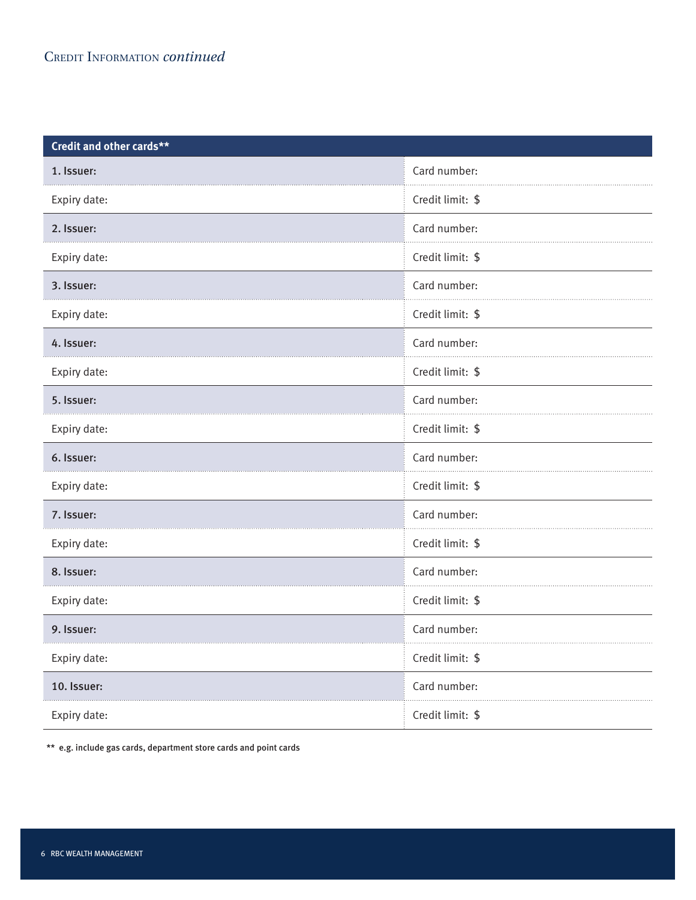## Credit Information *continued*

| Credit and other cards** | |
|---|---|
| **1. Issuer:** | Card number: |
| Expiry date: | Credit limit: $ |
| **2. Issuer:** | Card number: |
| Expiry date: | Credit limit: $ |
| **3. Issuer:** | Card number: |
| Expiry date: | Credit limit: $ |
| **4. Issuer:** | Card number: |
| Expiry date: | Credit limit: $ |
| **5. Issuer:** | Card number: |
| Expiry date: | Credit limit: $ |
| **6. Issuer:** | Card number: |
| Expiry date: | Credit limit: $ |
| **7. Issuer:** | Card number: |
| Expiry date: | Credit limit: $ |
| **8. Issuer:** | Card number: |
| Expiry date: | Credit limit: $ |
| **9. Issuer:** | Card number: |
| Expiry date: | Credit limit: $ |
| **10. Issuer:** | Card number: |
| Expiry date: | Credit limit: $ |

** e.g. include gas cards, department store cards and point cards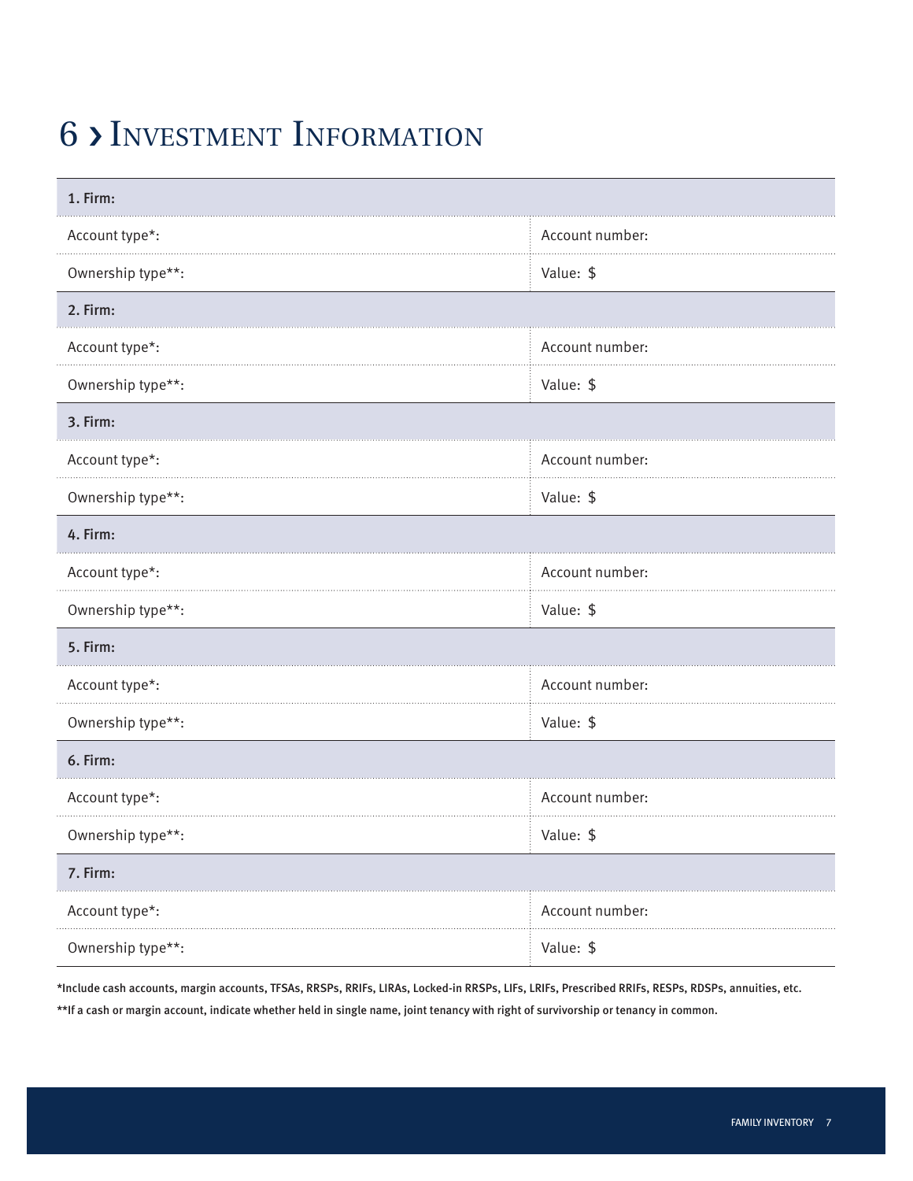# 6 › Investment Information

| **1. Firm:** | |
|---|---|
| Account type*: | Account number: |
| Ownership type**: | Value: $ |
| **2. Firm:** | |
| Account type*: | Account number: |
| Ownership type**: | Value: $ |
| **3. Firm:** | |
| Account type*: | Account number: |
| Ownership type**: | Value: $ |
| **4. Firm:** | |
| Account type*: | Account number: |
| Ownership type**: | Value: $ |
| **5. Firm:** | |
| Account type*: | Account number: |
| Ownership type**: | Value: $ |
| **6. Firm:** | |
| Account type*: | Account number: |
| Ownership type**: | Value: $ |
| **7. Firm:** | |
| Account type*: | Account number: |
| Ownership type**: | Value: $ |

*Include cash accounts, margin accounts, TFSAs, RRSPs, RRIFs, LIRAs, Locked-in RRSPs, LIFs, LRIFs, Prescribed RRIFs, RESPs, RDSPs, annuities, etc.

**If a cash or margin account, indicate whether held in single name, joint tenancy with right of survivorship or tenancy in common.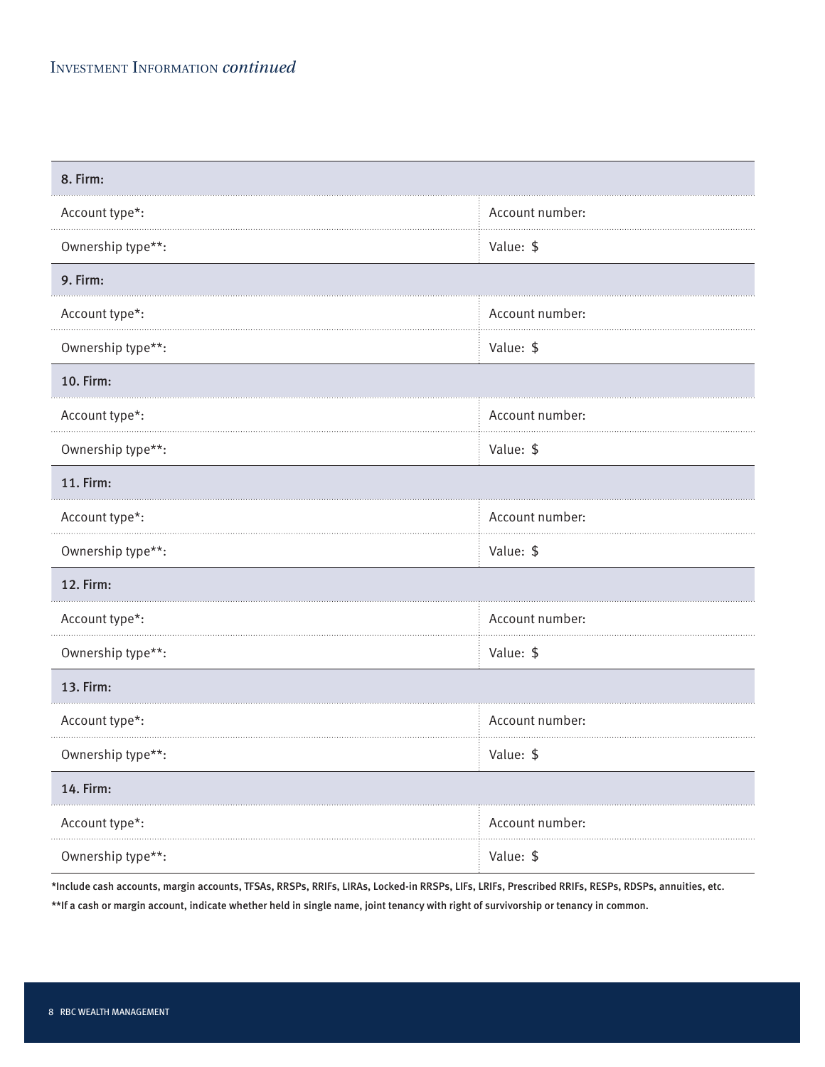## Investment Information *continued*

| 8. Firm: | |
|---|---|
| Account type*: | Account number: |
| Ownership type**: | Value: $ |
| **9. Firm:** | |
| Account type*: | Account number: |
| Ownership type**: | Value: $ |
| **10. Firm:** | |
| Account type*: | Account number: |
| Ownership type**: | Value: $ |
| **11. Firm:** | |
| Account type*: | Account number: |
| Ownership type**: | Value: $ |
| **12. Firm:** | |
| Account type*: | Account number: |
| Ownership type**: | Value: $ |
| **13. Firm:** | |
| Account type*: | Account number: |
| Ownership type**: | Value: $ |
| **14. Firm:** | |
| Account type*: | Account number: |
| Ownership type**: | Value: $ |

*Include cash accounts, margin accounts, TFSAs, RRSPs, RRIFs, LIRAs, Locked-in RRSPs, LIFs, LRIFs, Prescribed RRIFs, RESPs, RDSPs, annuities, etc.

**If a cash or margin account, indicate whether held in single name, joint tenancy with right of survivorship or tenancy in common.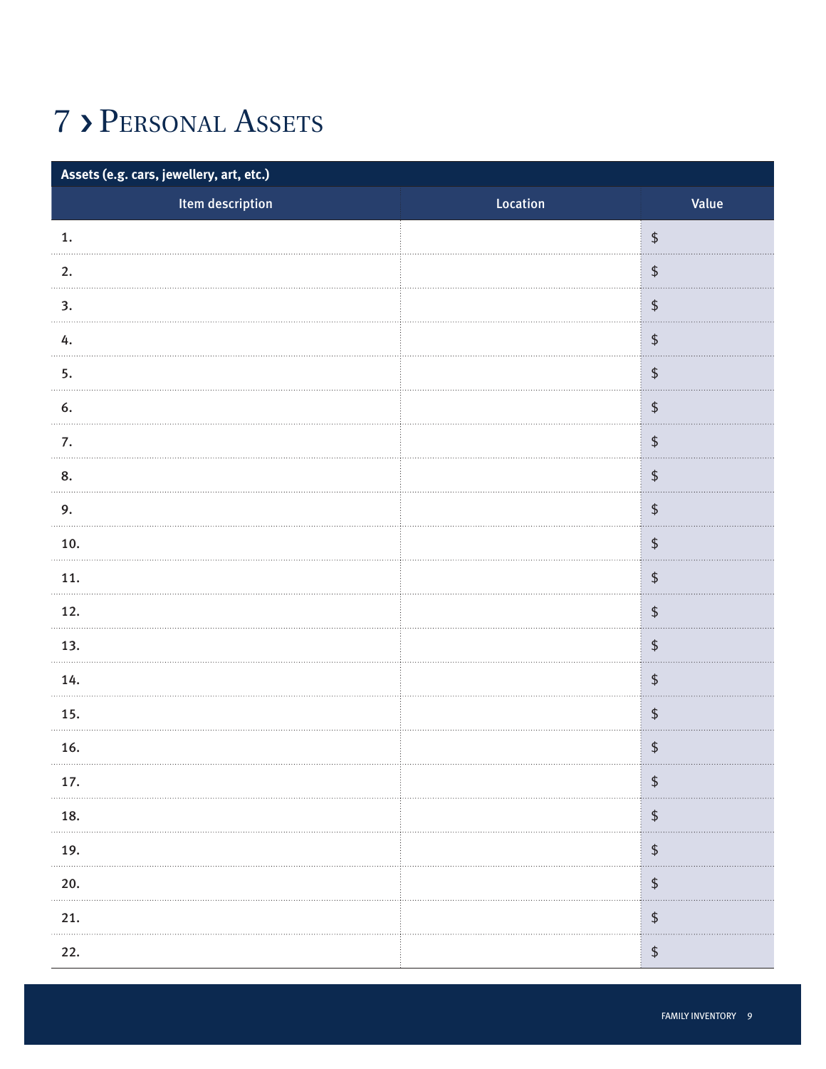# 7 › Personal Assets

| Assets (e.g. cars, jewellery, art, etc.) | | |
|---|---|---|
| **Item description** | **Location** | **Value** |
| 1. | | $ |
| 2. | | $ |
| 3. | | $ |
| 4. | | $ |
| 5. | | $ |
| 6. | | $ |
| 7. | | $ |
| 8. | | $ |
| 9. | | $ |
| 10. | | $ |
| 11. | | $ |
| 12. | | $ |
| 13. | | $ |
| 14. | | $ |
| 15. | | $ |
| 16. | | $ |
| 17. | | $ |
| 18. | | $ |
| 19. | | $ |
| 20. | | $ |
| 21. | | $ |
| 22. | | $ |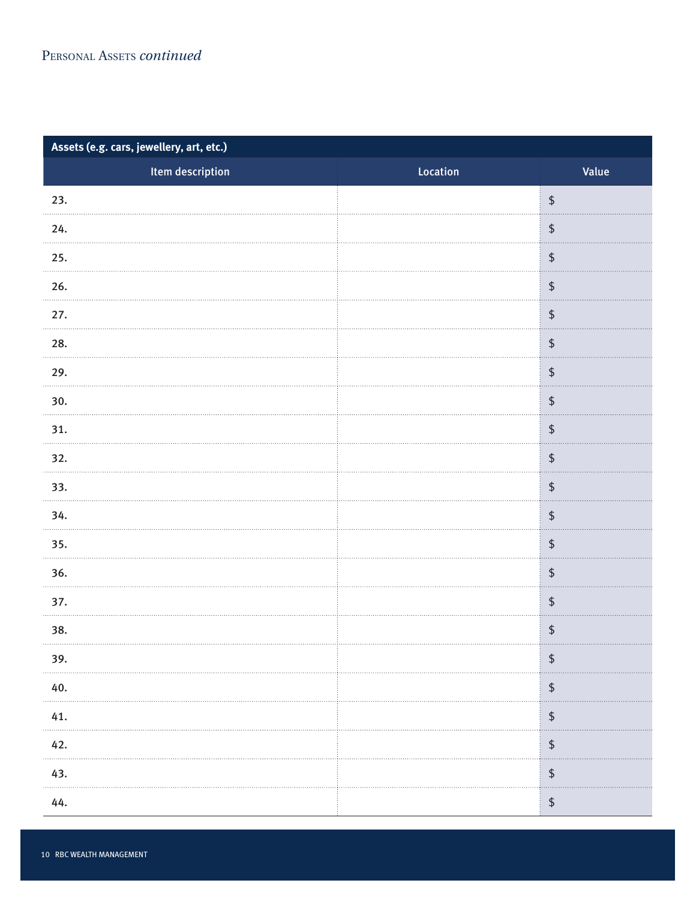Personal Assets *continued*

| Assets (e.g. cars, jewellery, art, etc.) | | |
|---|---|---|
| Item description | Location | Value |
| 23. | | $ |
| 24. | | $ |
| 25. | | $ |
| 26. | | $ |
| 27. | | $ |
| 28. | | $ |
| 29. | | $ |
| 30. | | $ |
| 31. | | $ |
| 32. | | $ |
| 33. | | $ |
| 34. | | $ |
| 35. | | $ |
| 36. | | $ |
| 37. | | $ |
| 38. | | $ |
| 39. | | $ |
| 40. | | $ |
| 41. | | $ |
| 42. | | $ |
| 43. | | $ |
| 44. | | $ |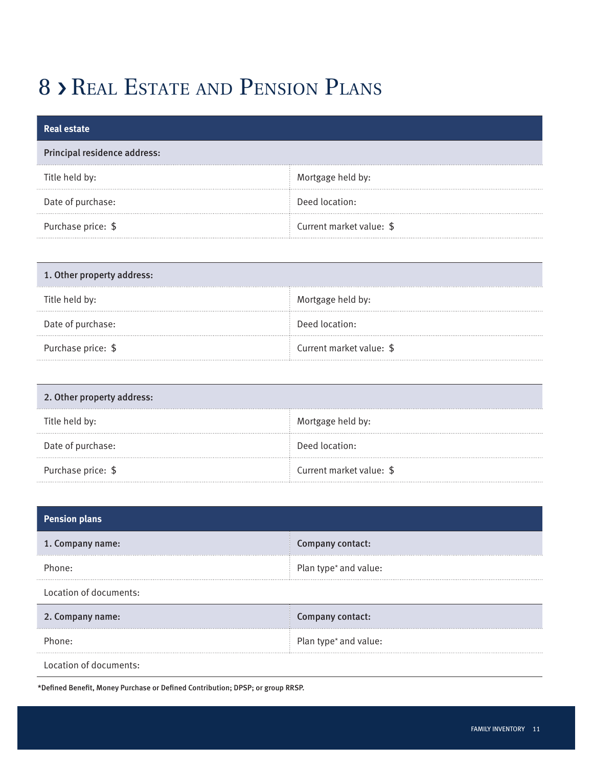# 8 › Real Estate and Pension Plans

| Real estate | |
|---|---|
| **Principal residence address:** | |
| Title held by: | Mortgage held by: |
| Date of purchase: | Deed location: |
| Purchase price: $ | Current market value: $ |

| 1. Other property address: | |
|---|---|
| Title held by: | Mortgage held by: |
| Date of purchase: | Deed location: |
| Purchase price: $ | Current market value: $ |

| 2. Other property address: | |
|---|---|
| Title held by: | Mortgage held by: |
| Date of purchase: | Deed location: |
| Purchase price: $ | Current market value: $ |

| Pension plans | |
|---|---|
| **1. Company name:** | **Company contact:** |
| Phone: | Plan type* and value: |
| Location of documents: | |
| **2. Company name:** | **Company contact:** |
| Phone: | Plan type* and value: |
| Location of documents: | |

**\*Defined Benefit, Money Purchase or Defined Contribution; DPSP; or group RRSP.**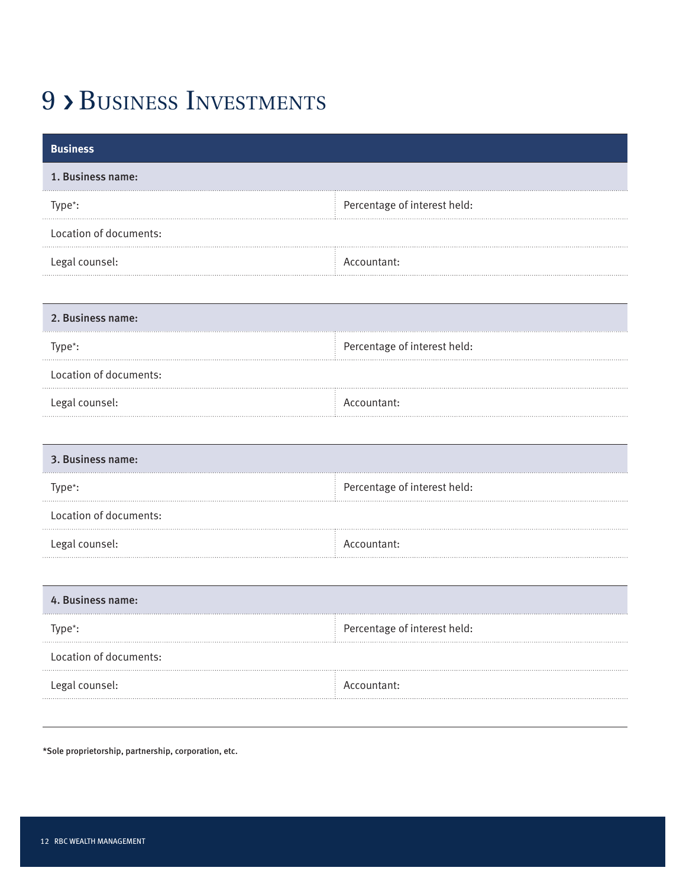# 9 › Business Investments

| **Business** | |
|---|---|
| **1. Business name:** | |
| Type*: | Percentage of interest held: |
| Location of documents: | |
| Legal counsel: | Accountant: |

| **2. Business name:** | |
|---|---|
| Type*: | Percentage of interest held: |
| Location of documents: | |
| Legal counsel: | Accountant: |

| **3. Business name:** | |
|---|---|
| Type*: | Percentage of interest held: |
| Location of documents: | |
| Legal counsel: | Accountant: |

| **4. Business name:** | |
|---|---|
| Type*: | Percentage of interest held: |
| Location of documents: | |
| Legal counsel: | Accountant: |

**\*Sole proprietorship, partnership, corporation, etc.**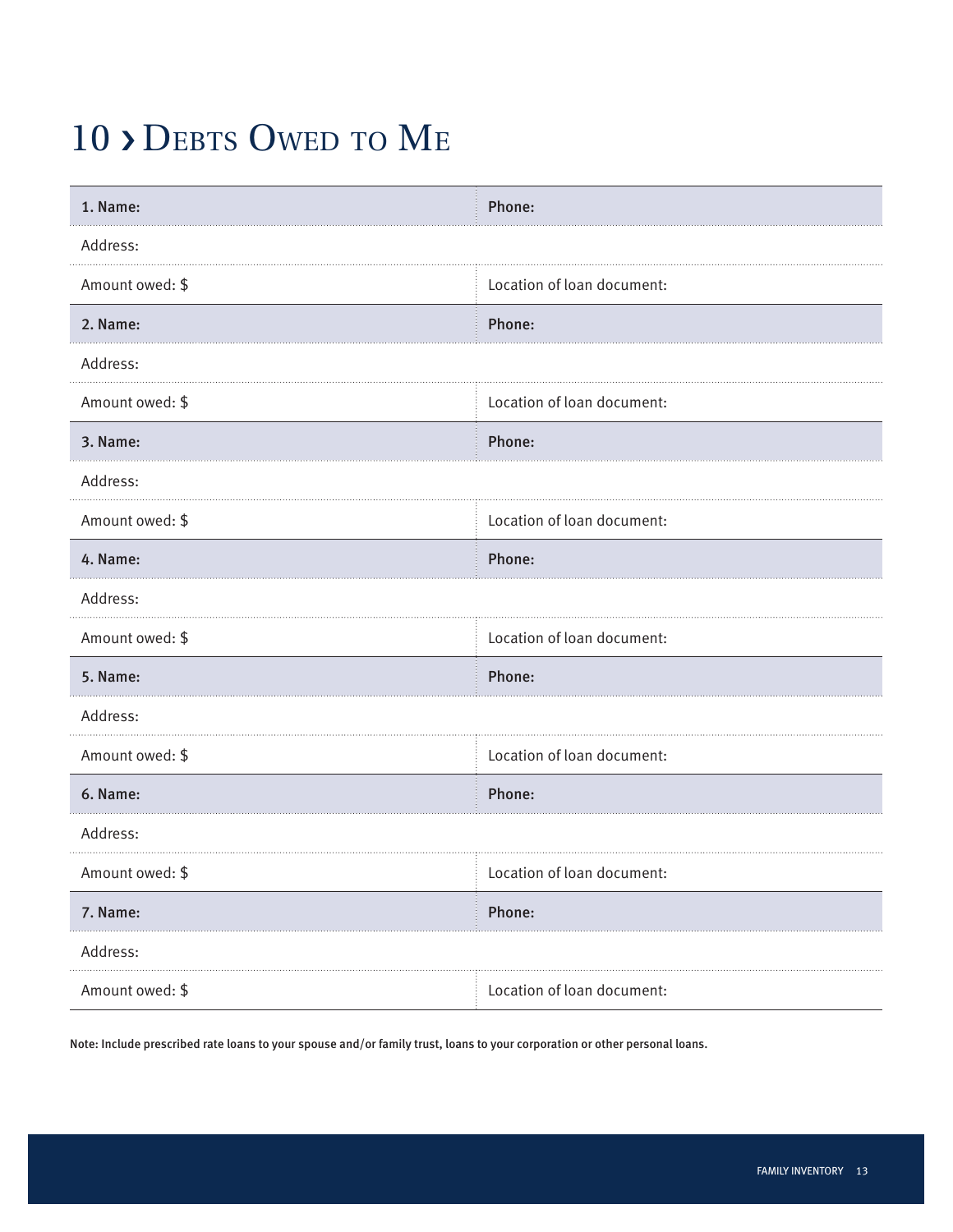# 10 › Debts Owed to Me

| **1. Name:** | **Phone:** |
| --- | --- |
| Address: | |
| Amount owed: $ | Location of loan document: |
| **2. Name:** | **Phone:** |
| Address: | |
| Amount owed: $ | Location of loan document: |
| **3. Name:** | **Phone:** |
| Address: | |
| Amount owed: $ | Location of loan document: |
| **4. Name:** | **Phone:** |
| Address: | |
| Amount owed: $ | Location of loan document: |
| **5. Name:** | **Phone:** |
| Address: | |
| Amount owed: $ | Location of loan document: |
| **6. Name:** | **Phone:** |
| Address: | |
| Amount owed: $ | Location of loan document: |
| **7. Name:** | **Phone:** |
| Address: | |
| Amount owed: $ | Location of loan document: |

**Note: Include prescribed rate loans to your spouse and/or family trust, loans to your corporation or other personal loans.**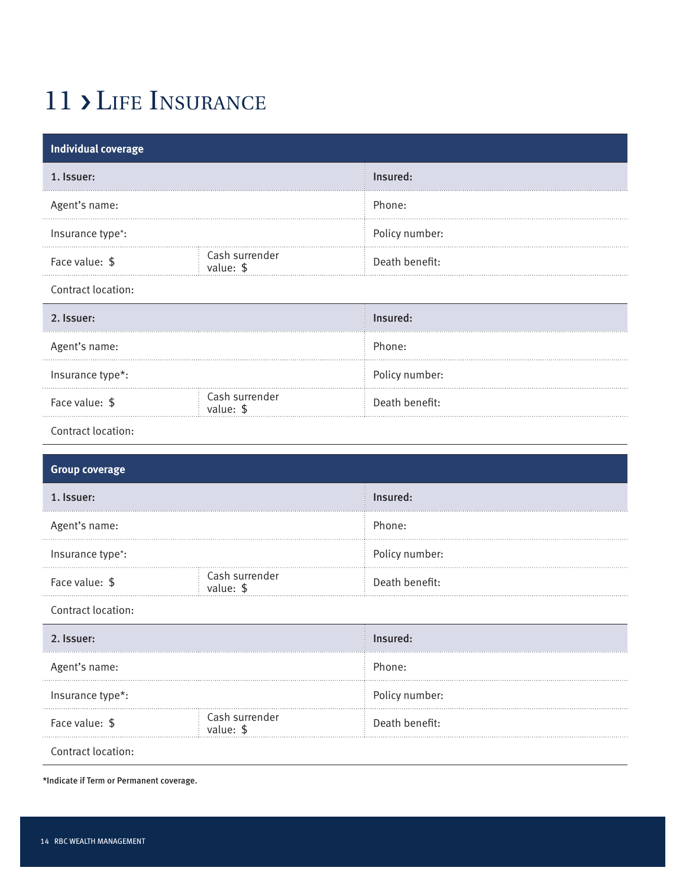# 11 › Life Insurance

| Individual coverage | | |
|---|---|---|
| **1. Issuer:** | | **Insured:** |
| Agent's name: | | Phone: |
| Insurance type*: | | Policy number: |
| Face value: $ | Cash surrender value: $ | Death benefit: |
| Contract location: | | |
| **2. Issuer:** | | **Insured:** |
| Agent's name: | | Phone: |
| Insurance type*: | | Policy number: |
| Face value: $ | Cash surrender value: $ | Death benefit: |
| Contract location: | | |

| Group coverage | | |
|---|---|---|
| **1. Issuer:** | | **Insured:** |
| Agent's name: | | Phone: |
| Insurance type*: | | Policy number: |
| Face value: $ | Cash surrender value: $ | Death benefit: |
| Contract location: | | |
| **2. Issuer:** | | **Insured:** |
| Agent's name: | | Phone: |
| Insurance type*: | | Policy number: |
| Face value: $ | Cash surrender value: $ | Death benefit: |
| Contract location: | | |

*Indicate if Term or Permanent coverage.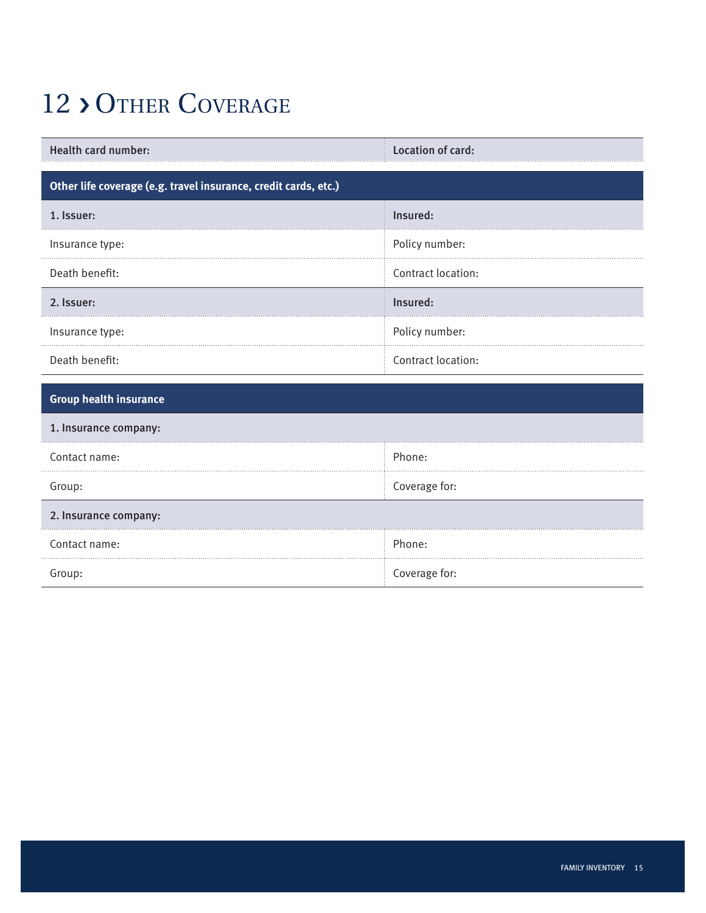# 12 › Other Coverage

| **Health card number:** | **Location of card:** |
| --- | --- |

| **Other life coverage (e.g. travel insurance, credit cards, etc.)** | |
| --- | --- |
| **1. Issuer:** | **Insured:** |
| Insurance type: | Policy number: |
| Death benefit: | Contract location: |
| **2. Issuer:** | **Insured:** |
| Insurance type: | Policy number: |
| Death benefit: | Contract location: |

| **Group health insurance** | |
| --- | --- |
| **1. Insurance company:** | |
| Contact name: | Phone: |
| Group: | Coverage for: |
| **2. Insurance company:** | |
| Contact name: | Phone: |
| Group: | Coverage for: |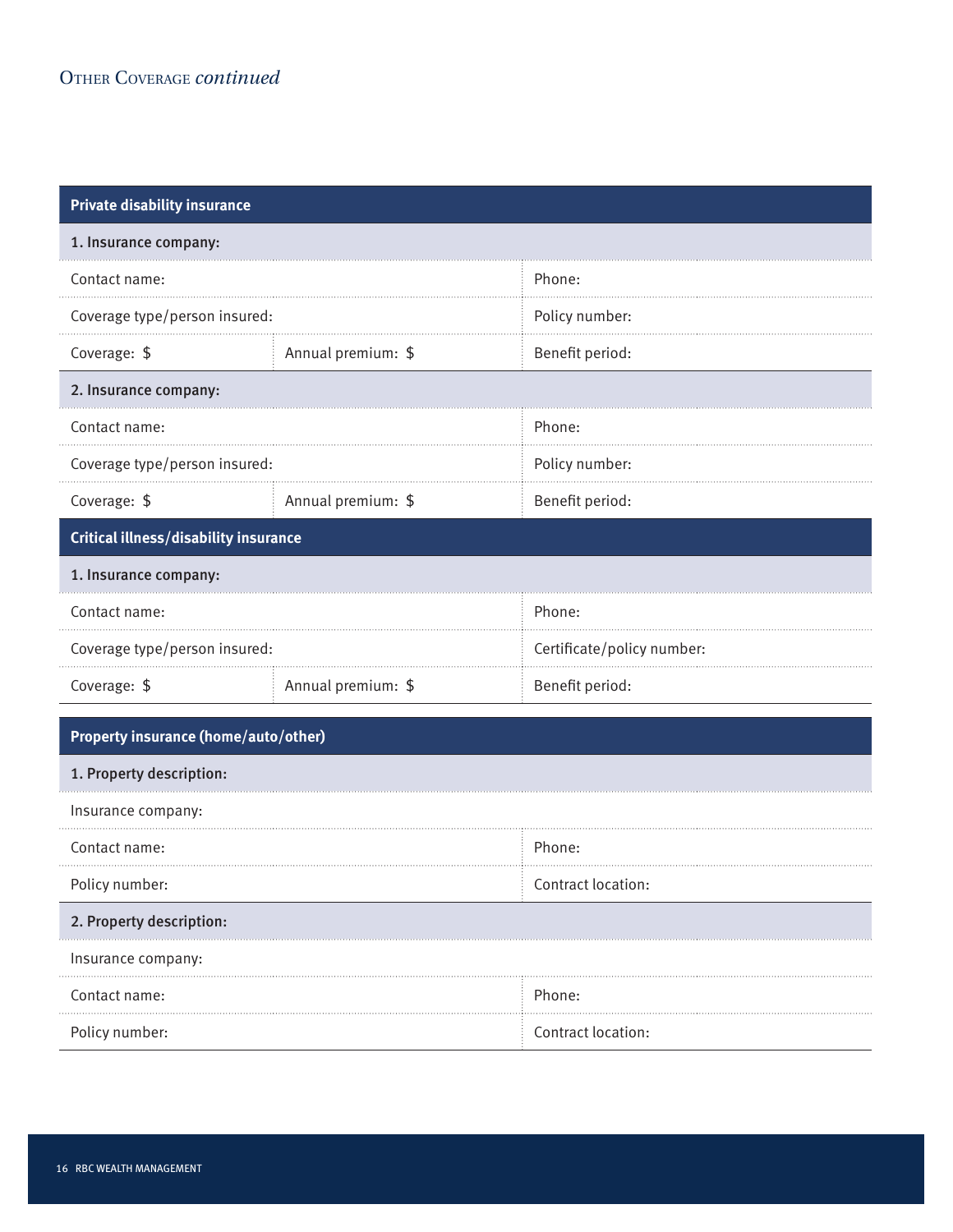## Other Coverage *continued*

| Private disability insurance | | |
|---|---|---|
| **1. Insurance company:** | | |
| Contact name: | | Phone: |
| Coverage type/person insured: | | Policy number: |
| Coverage: $ | Annual premium: $ | Benefit period: |
| **2. Insurance company:** | | |
| Contact name: | | Phone: |
| Coverage type/person insured: | | Policy number: |
| Coverage: $ | Annual premium: $ | Benefit period: |

| Critical illness/disability insurance | | |
|---|---|---|
| **1. Insurance company:** | | |
| Contact name: | | Phone: |
| Coverage type/person insured: | | Certificate/policy number: |
| Coverage: $ | Annual premium: $ | Benefit period: |

| Property insurance (home/auto/other) | |
|---|---|
| **1. Property description:** | |
| Insurance company: | |
| Contact name: | Phone: |
| Policy number: | Contract location: |
| **2. Property description:** | |
| Insurance company: | |
| Contact name: | Phone: |
| Policy number: | Contract location: |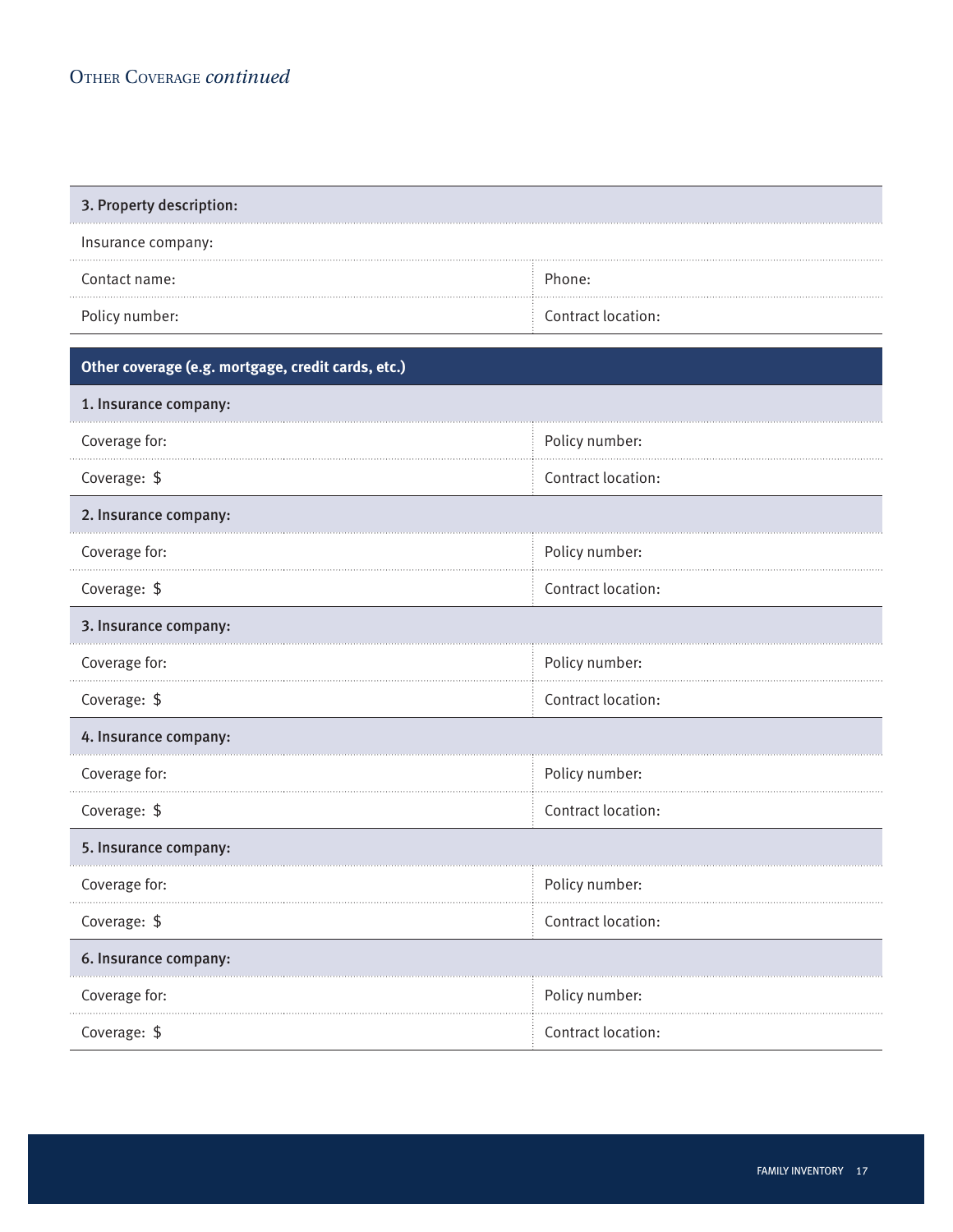## Other Coverage *continued*

| 3. Property description: | |
|---|---|
| Insurance company: | |
| Contact name: | Phone: |
| Policy number: | Contract location: |

| Other coverage (e.g. mortgage, credit cards, etc.) | |
|---|---|
| 1. Insurance company: | |
| Coverage for: | Policy number: |
| Coverage: $ | Contract location: |
| 2. Insurance company: | |
| Coverage for: | Policy number: |
| Coverage: $ | Contract location: |
| 3. Insurance company: | |
| Coverage for: | Policy number: |
| Coverage: $ | Contract location: |
| 4. Insurance company: | |
| Coverage for: | Policy number: |
| Coverage: $ | Contract location: |
| 5. Insurance company: | |
| Coverage for: | Policy number: |
| Coverage: $ | Contract location: |
| 6. Insurance company: | |
| Coverage for: | Policy number: |
| Coverage: $ | Contract location: |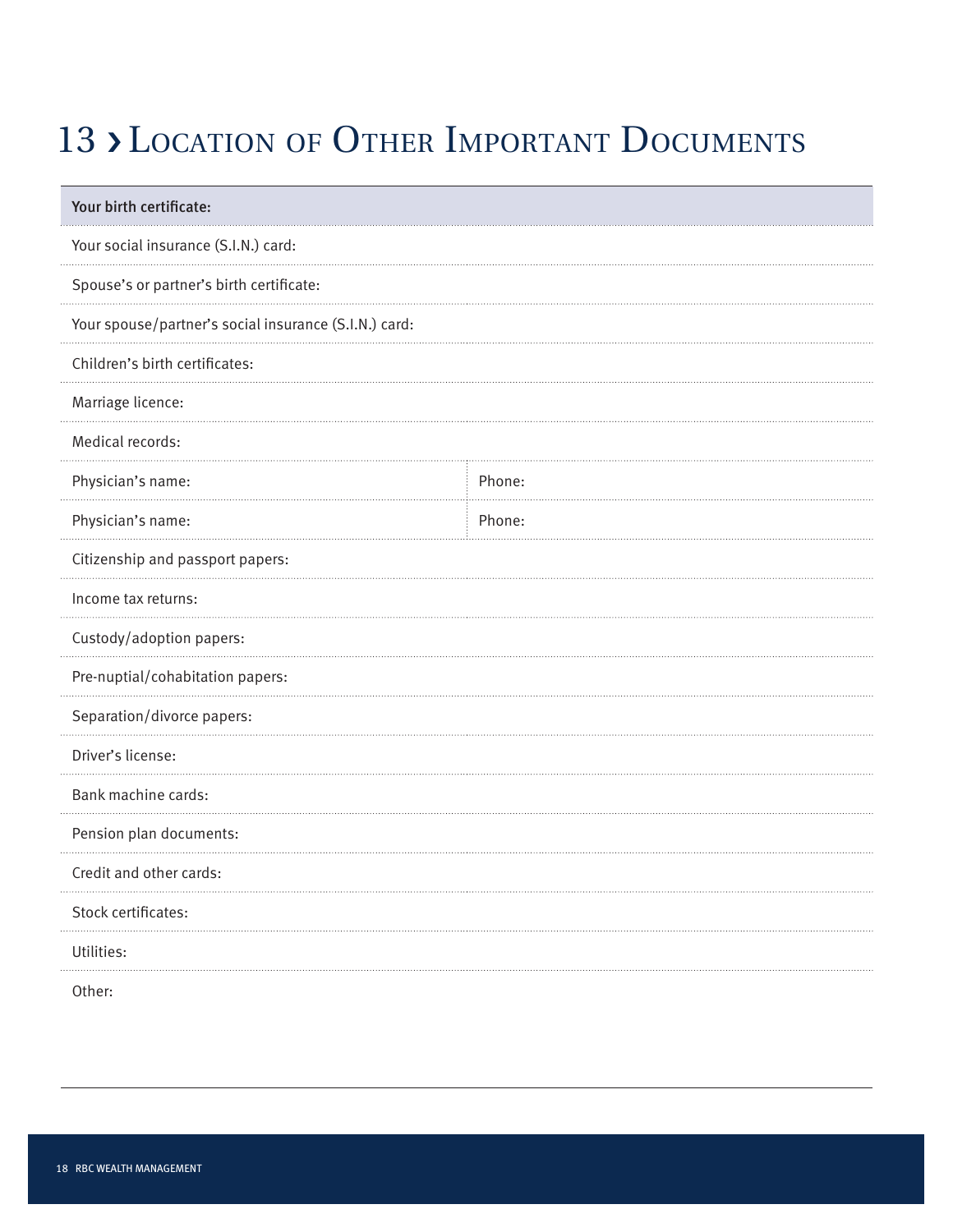# 13 › Location of Other Important Documents

**Your birth certificate:**

Your social insurance (S.I.N.) card:

Spouse's or partner's birth certificate:

Your spouse/partner's social insurance (S.I.N.) card:

Children's birth certificates:

Marriage licence:

Medical records:

| Physician's name: | Phone: |
| --- | --- |
| Physician's name: | Phone: |

Citizenship and passport papers:

Income tax returns:

Custody/adoption papers:

Pre-nuptial/cohabitation papers:

Separation/divorce papers:

Driver's license:

Bank machine cards:

Pension plan documents:

Credit and other cards:

Stock certificates:

Utilities:

Other: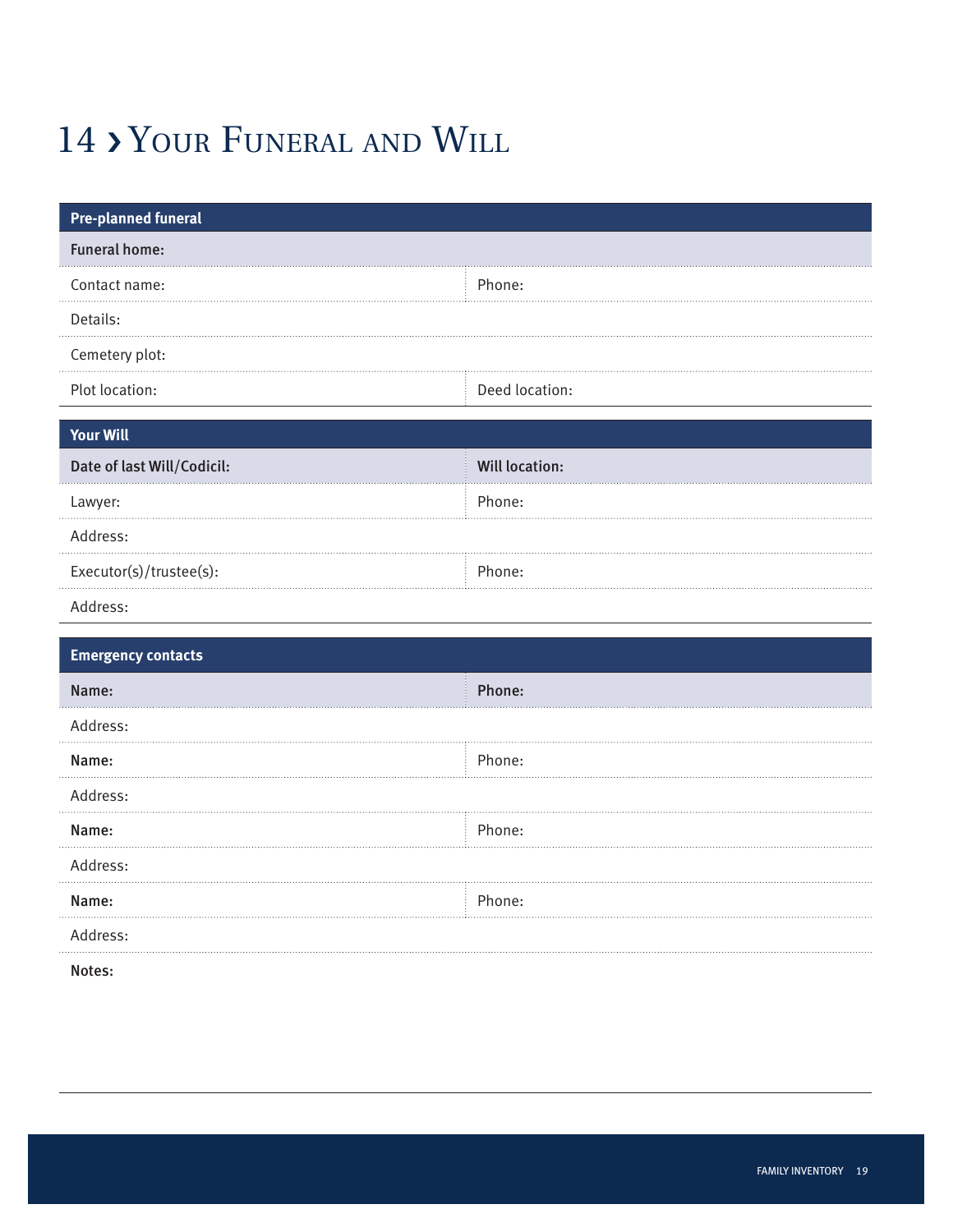# 14 › Your Funeral and Will

| **Pre-planned funeral** | |
|---|---|
| **Funeral home:** | |
| Contact name: | Phone: |
| Details: | |
| Cemetery plot: | |
| Plot location: | Deed location: |

| **Your Will** | |
|---|---|
| **Date of last Will/Codicil:** | **Will location:** |
| Lawyer: | Phone: |
| Address: | |
| Executor(s)/trustee(s): | Phone: |
| Address: | |

| **Emergency contacts** | |
|---|---|
| **Name:** | **Phone:** |
| Address: | |
| **Name:** | Phone: |
| Address: | |
| **Name:** | Phone: |
| Address: | |
| **Name:** | Phone: |
| Address: | |

**Notes:**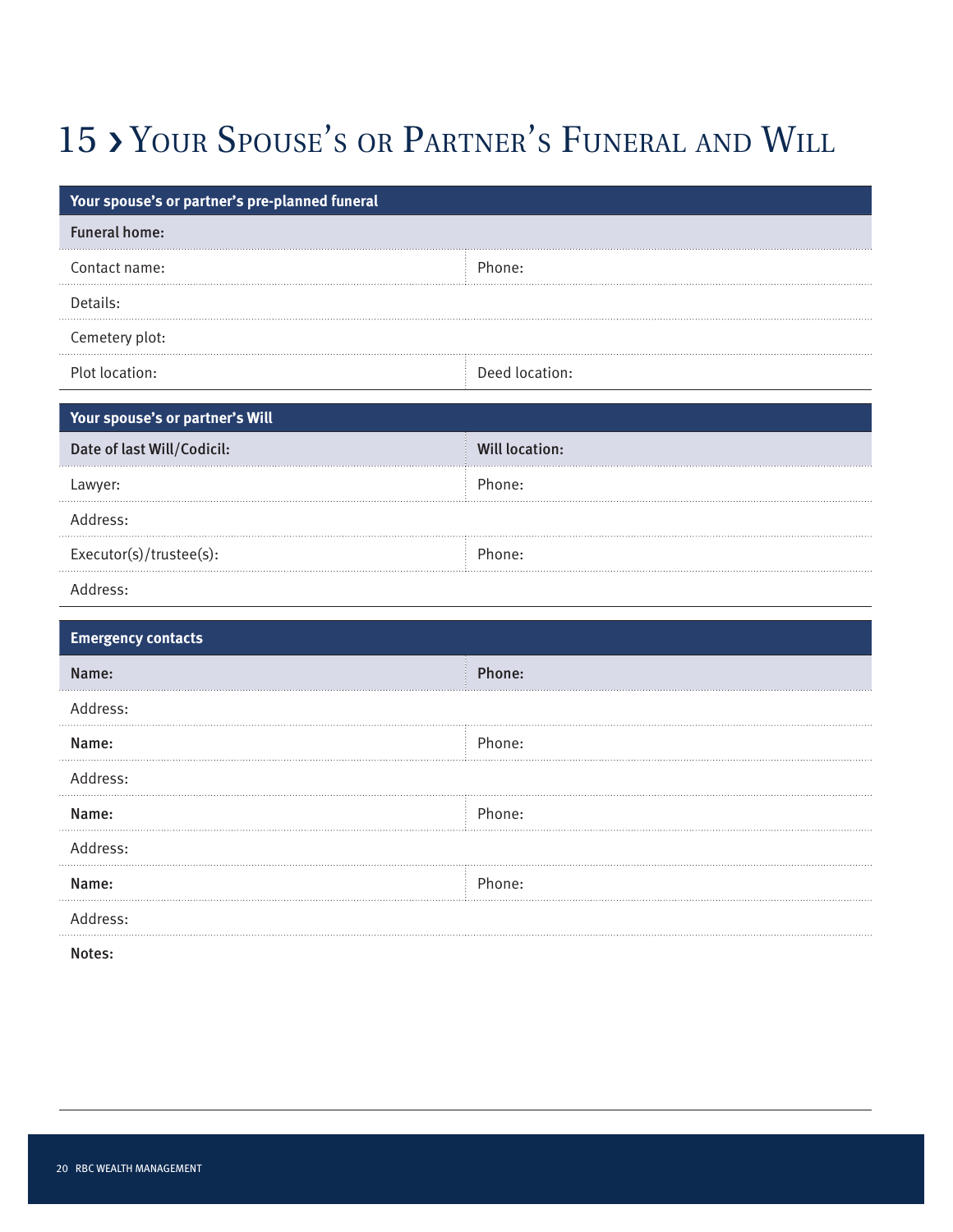# 15 › Your Spouse's or Partner's Funeral and Will

| Your spouse's or partner's pre-planned funeral | |
|---|---|
| **Funeral home:** | |
| Contact name: | Phone: |
| Details: | |
| Cemetery plot: | |
| Plot location: | Deed location: |

| Your spouse's or partner's Will | |
|---|---|
| **Date of last Will/Codicil:** | **Will location:** |
| Lawyer: | Phone: |
| Address: | |
| Executor(s)/trustee(s): | Phone: |
| Address: | |

| Emergency contacts | |
|---|---|
| **Name:** | **Phone:** |
| Address: | |
| **Name:** | Phone: |
| Address: | |
| **Name:** | Phone: |
| Address: | |
| **Name:** | Phone: |
| Address: | |

**Notes:**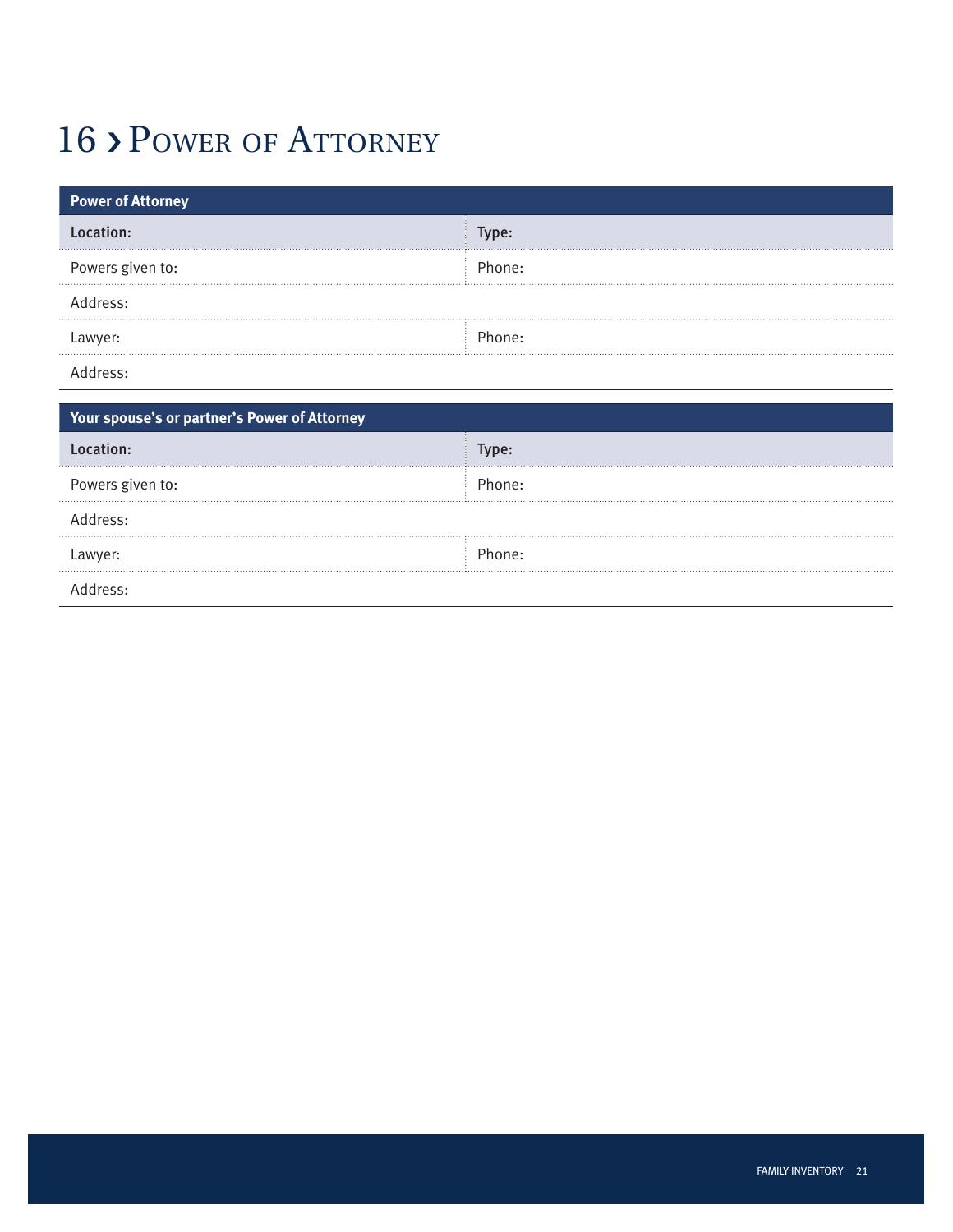# 16 › Power of Attorney

| Power of Attorney | |
|---|---|
| **Location:** | **Type:** |
| Powers given to: | Phone: |
| Address: | |
| Lawyer: | Phone: |
| Address: | |

| Your spouse's or partner's Power of Attorney | |
|---|---|
| **Location:** | **Type:** |
| Powers given to: | Phone: |
| Address: | |
| Lawyer: | Phone: |
| Address: | |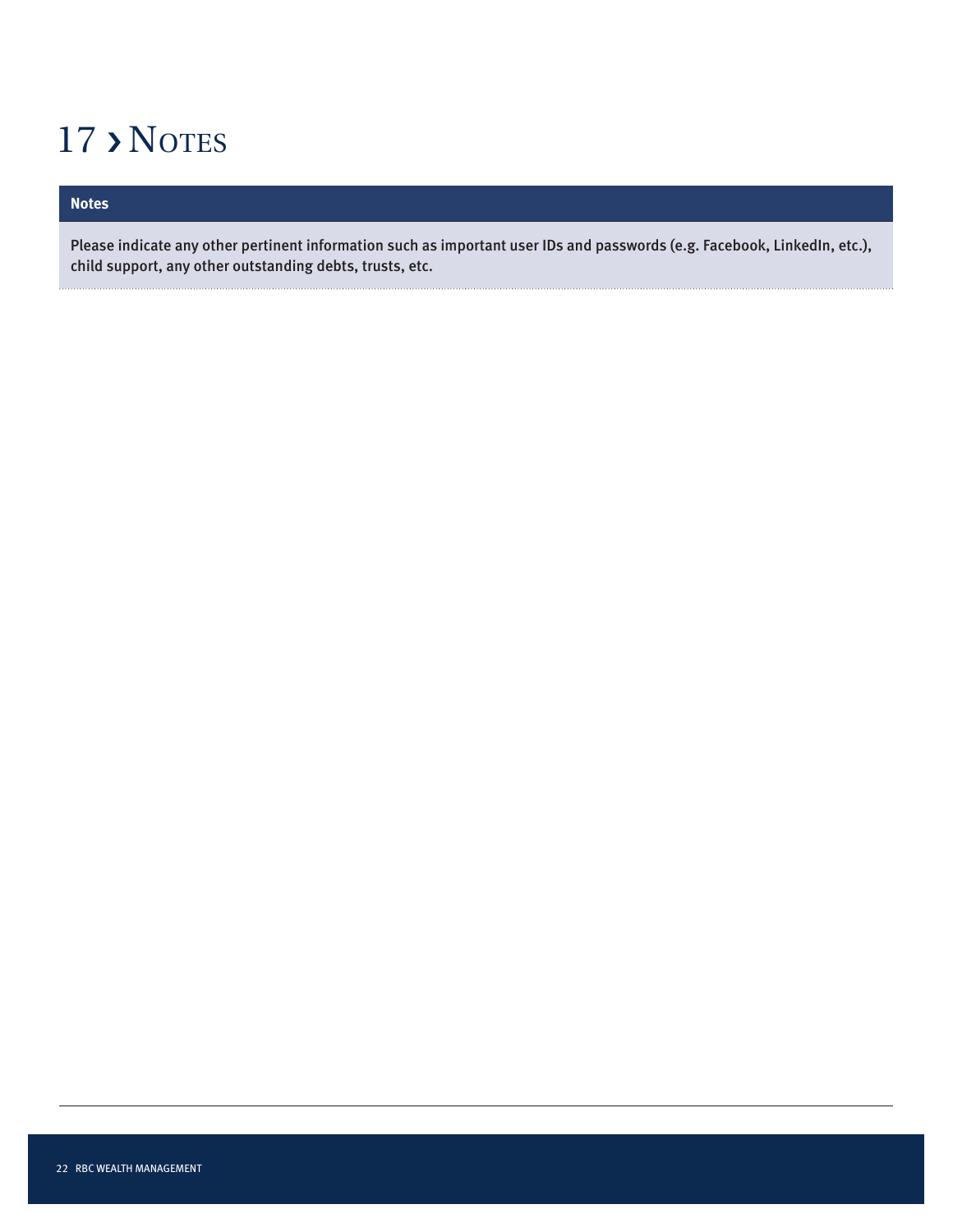# 17 › Notes

**Notes**

Please indicate any other pertinent information such as important user IDs and passwords (e.g. Facebook, LinkedIn, etc.), child support, any other outstanding debts, trusts, etc.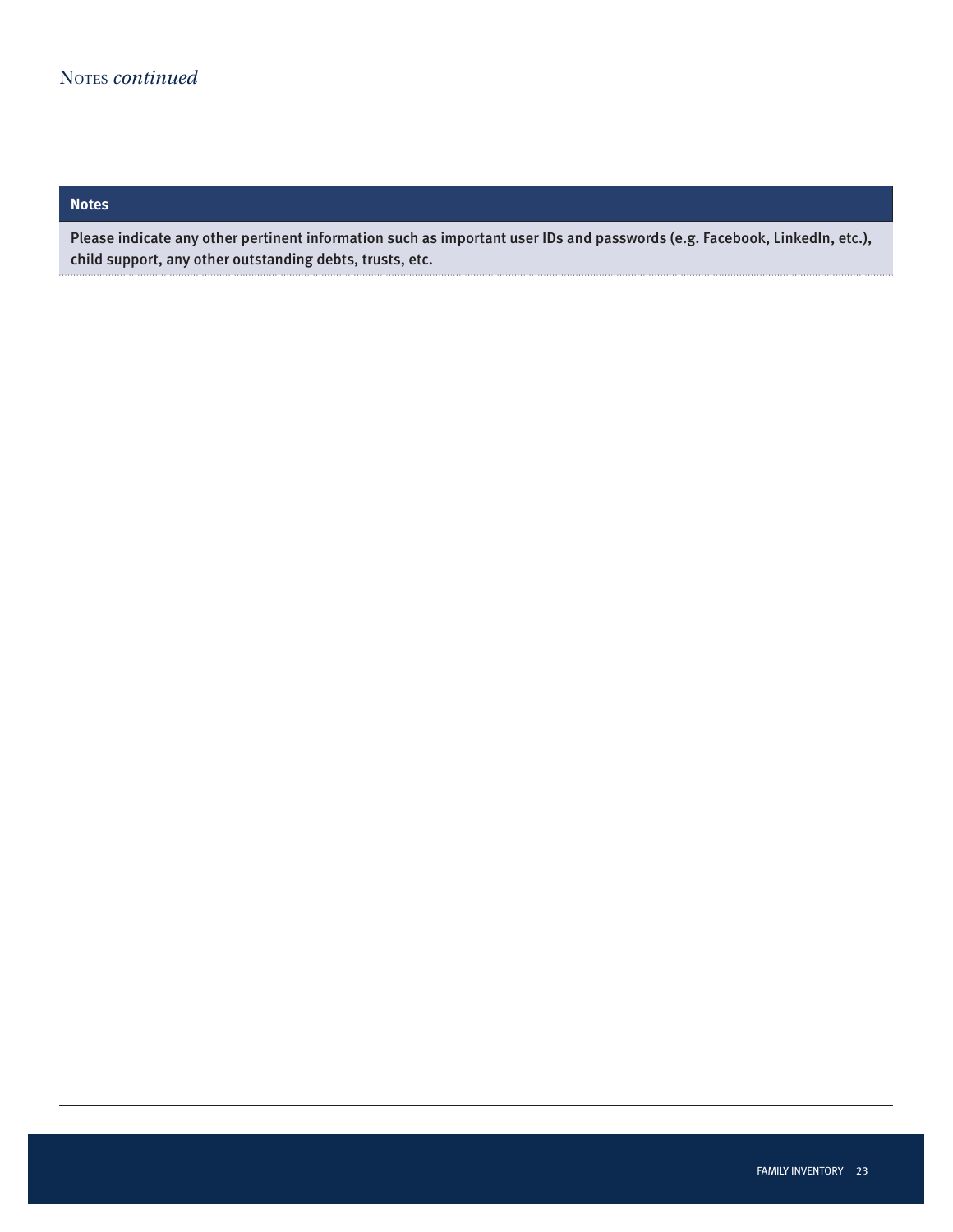NOTES *continued*

| Notes |
| --- |
| Please indicate any other pertinent information such as important user IDs and passwords (e.g. Facebook, LinkedIn, etc.), child support, any other outstanding debts, trusts, etc. |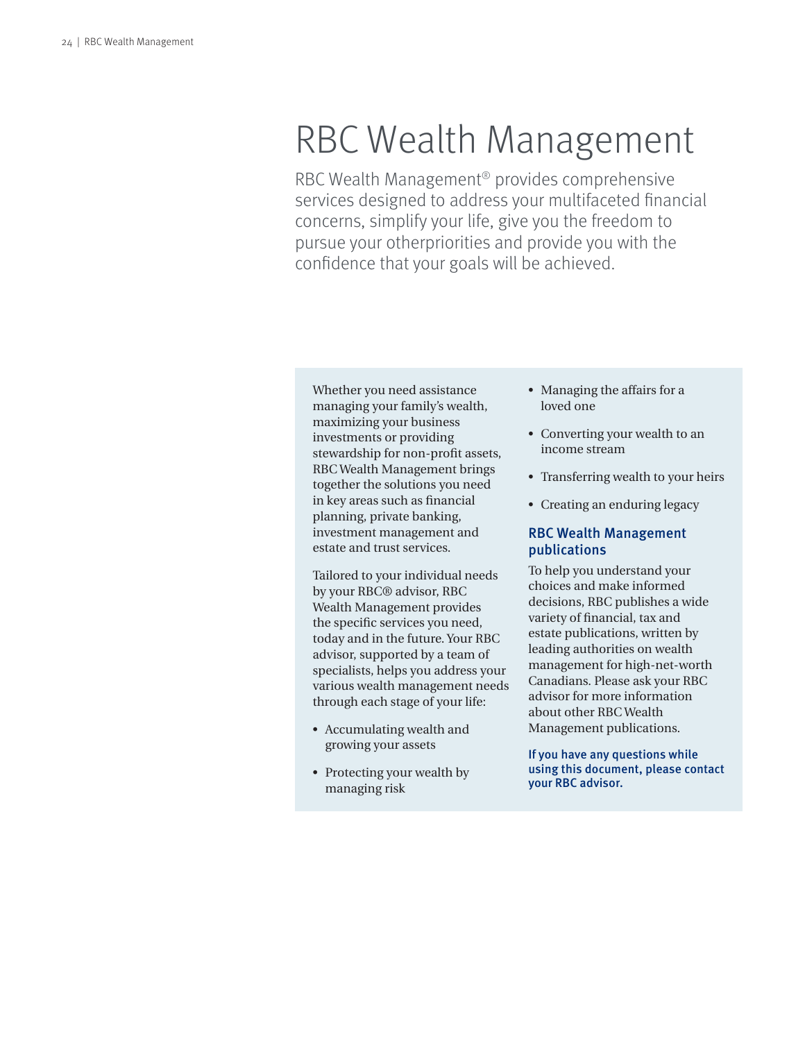# RBC Wealth Management

RBC Wealth Management® provides comprehensive services designed to address your multifaceted financial concerns, simplify your life, give you the freedom to pursue your otherpriorities and provide you with the confidence that your goals will be achieved.

Whether you need assistance managing your family's wealth, maximizing your business investments or providing stewardship for non-profit assets, RBC Wealth Management brings together the solutions you need in key areas such as financial planning, private banking, investment management and estate and trust services.

Tailored to your individual needs by your RBC® advisor, RBC Wealth Management provides the specific services you need, today and in the future. Your RBC advisor, supported by a team of specialists, helps you address your various wealth management needs through each stage of your life:

- Accumulating wealth and growing your assets
- Protecting your wealth by managing risk
- Managing the affairs for a loved one
- Converting your wealth to an income stream
- Transferring wealth to your heirs
- Creating an enduring legacy

## RBC Wealth Management publications

To help you understand your choices and make informed decisions, RBC publishes a wide variety of financial, tax and estate publications, written by leading authorities on wealth management for high-net-worth Canadians. Please ask your RBC advisor for more information about other RBC Wealth Management publications.

**If you have any questions while using this document, please contact your RBC advisor.**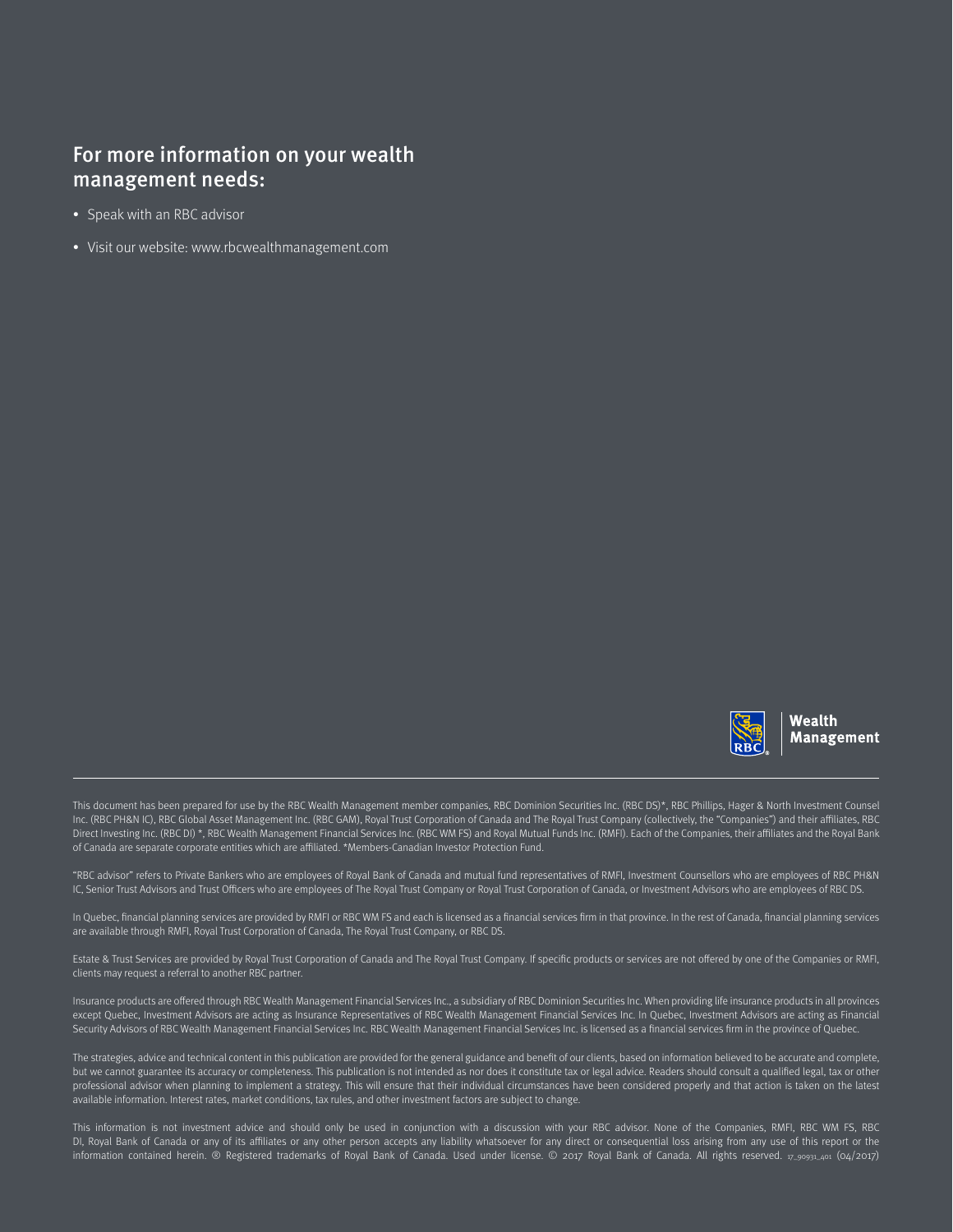## For more information on your wealth management needs:

- Speak with an RBC advisor
- Visit our website: www.rbcwealthmanagement.com

Wealth Management

This document has been prepared for use by the RBC Wealth Management member companies, RBC Dominion Securities Inc. (RBC DS)*, RBC Phillips, Hager & North Investment Counsel Inc. (RBC PH&N IC), RBC Global Asset Management Inc. (RBC GAM), Royal Trust Corporation of Canada and The Royal Trust Company (collectively, the "Companies") and their affiliates, RBC Direct Investing Inc. (RBC DI) *, RBC Wealth Management Financial Services Inc. (RBC WM FS) and Royal Mutual Funds Inc. (RMFI). Each of the Companies, their affiliates and the Royal Bank of Canada are separate corporate entities which are affiliated. *Members-Canadian Investor Protection Fund.

"RBC advisor" refers to Private Bankers who are employees of Royal Bank of Canada and mutual fund representatives of RMFI, Investment Counsellors who are employees of RBC PH&N IC, Senior Trust Advisors and Trust Officers who are employees of The Royal Trust Company or Royal Trust Corporation of Canada, or Investment Advisors who are employees of RBC DS.

In Quebec, financial planning services are provided by RMFI or RBC WM FS and each is licensed as a financial services firm in that province. In the rest of Canada, financial planning services are available through RMFI, Royal Trust Corporation of Canada, The Royal Trust Company, or RBC DS.

Estate & Trust Services are provided by Royal Trust Corporation of Canada and The Royal Trust Company. If specific products or services are not offered by one of the Companies or RMFI, clients may request a referral to another RBC partner.

Insurance products are offered through RBC Wealth Management Financial Services Inc., a subsidiary of RBC Dominion Securities Inc. When providing life insurance products in all provinces except Quebec, Investment Advisors are acting as Insurance Representatives of RBC Wealth Management Financial Services Inc. In Quebec, Investment Advisors are acting as Financial Security Advisors of RBC Wealth Management Financial Services Inc. RBC Wealth Management Financial Services Inc. is licensed as a financial services firm in the province of Quebec.

The strategies, advice and technical content in this publication are provided for the general guidance and benefit of our clients, based on information believed to be accurate and complete, but we cannot guarantee its accuracy or completeness. This publication is not intended as nor does it constitute tax or legal advice. Readers should consult a qualified legal, tax or other professional advisor when planning to implement a strategy. This will ensure that their individual circumstances have been considered properly and that action is taken on the latest available information. Interest rates, market conditions, tax rules, and other investment factors are subject to change.

This information is not investment advice and should only be used in conjunction with a discussion with your RBC advisor. None of the Companies, RMFI, RBC WM FS, RBC DI, Royal Bank of Canada or any of its affiliates or any other person accepts any liability whatsoever for any direct or consequential loss arising from any use of this report or the information contained herein. ® Registered trademarks of Royal Bank of Canada. Used under license. © 2017 Royal Bank of Canada. All rights reserved. 17_90931_401 (04/2017)